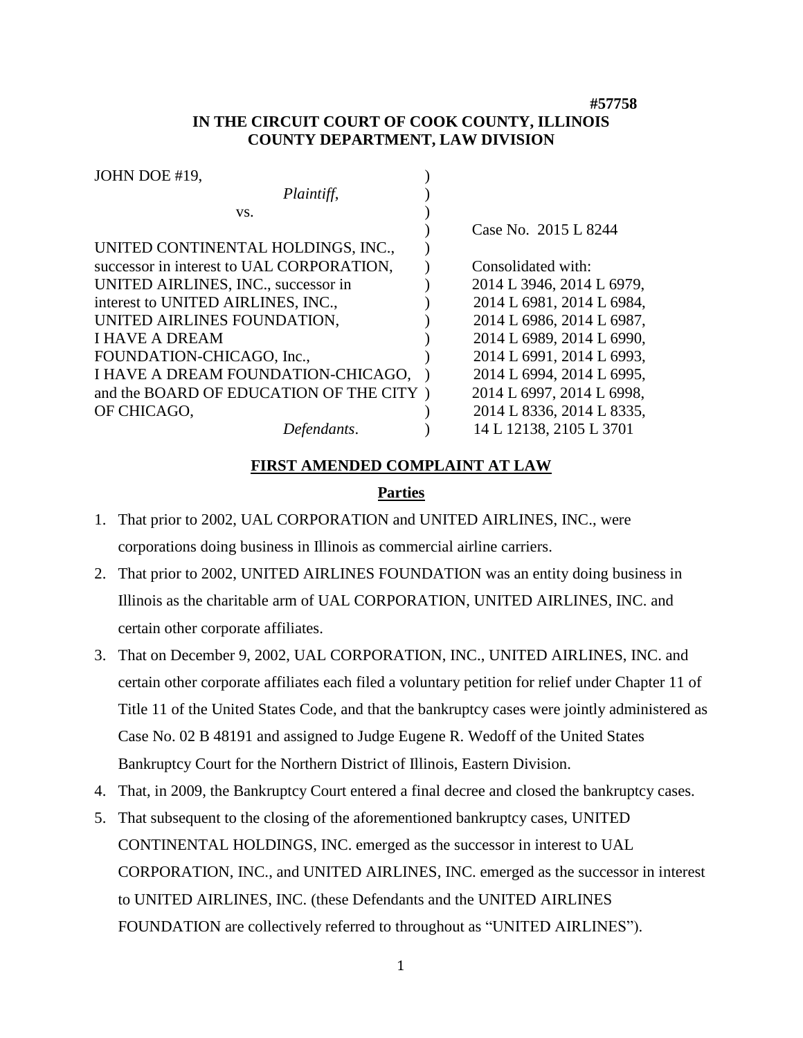**#57758**

**IN THE CIRCUIT COURT OF COOK COUNTY, ILLINOIS**
**COUNTY DEPARTMENT, LAW DIVISION**

| | | |
|---|---|---|
| JOHN DOE #19, | ) | |
| *Plaintiff*, | ) | |
| vs. | ) | |
| | ) | Case No. 2015 L 8244 |
| UNITED CONTINENTAL HOLDINGS, INC., | ) | |
| successor in interest to UAL CORPORATION, | ) | Consolidated with: |
| UNITED AIRLINES, INC., successor in | ) | 2014 L 3946, 2014 L 6979, |
| interest to UNITED AIRLINES, INC., | ) | 2014 L 6981, 2014 L 6984, |
| UNITED AIRLINES FOUNDATION, | ) | 2014 L 6986, 2014 L 6987, |
| I HAVE A DREAM | ) | 2014 L 6989, 2014 L 6990, |
| FOUNDATION-CHICAGO, Inc., | ) | 2014 L 6991, 2014 L 6993, |
| I HAVE A DREAM FOUNDATION-CHICAGO, | ) | 2014 L 6994, 2014 L 6995, |
| and the BOARD OF EDUCATION OF THE CITY | ) | 2014 L 6997, 2014 L 6998, |
| OF CHICAGO, | ) | 2014 L 8336, 2014 L 8335, |
| *Defendants*. | ) | 14 L 12138, 2105 L 3701 |

## FIRST AMENDED COMPLAINT AT LAW

### Parties

1. That prior to 2002, UAL CORPORATION and UNITED AIRLINES, INC., were corporations doing business in Illinois as commercial airline carriers.
2. That prior to 2002, UNITED AIRLINES FOUNDATION was an entity doing business in Illinois as the charitable arm of UAL CORPORATION, UNITED AIRLINES, INC. and certain other corporate affiliates.
3. That on December 9, 2002, UAL CORPORATION, INC., UNITED AIRLINES, INC. and certain other corporate affiliates each filed a voluntary petition for relief under Chapter 11 of Title 11 of the United States Code, and that the bankruptcy cases were jointly administered as Case No. 02 B 48191 and assigned to Judge Eugene R. Wedoff of the United States Bankruptcy Court for the Northern District of Illinois, Eastern Division.
4. That, in 2009, the Bankruptcy Court entered a final decree and closed the bankruptcy cases.
5. That subsequent to the closing of the aforementioned bankruptcy cases, UNITED CONTINENTAL HOLDINGS, INC. emerged as the successor in interest to UAL CORPORATION, INC., and UNITED AIRLINES, INC. emerged as the successor in interest to UNITED AIRLINES, INC. (these Defendants and the UNITED AIRLINES FOUNDATION are collectively referred to throughout as "UNITED AIRLINES").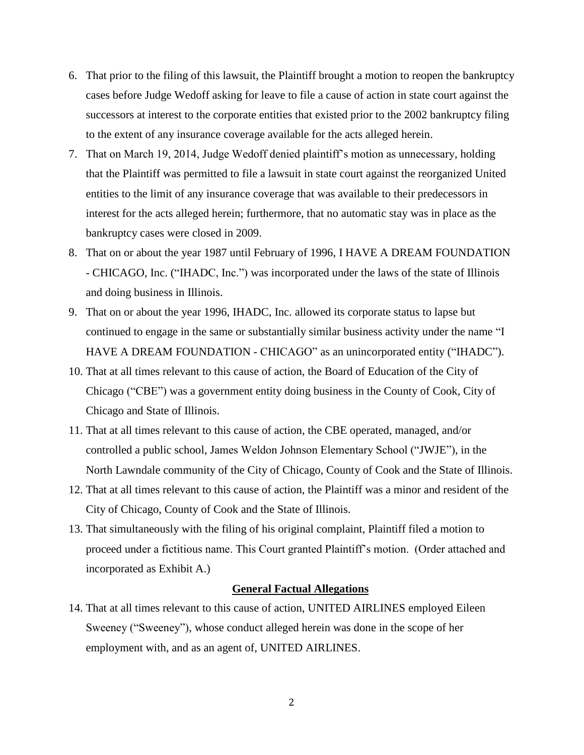6. That prior to the filing of this lawsuit, the Plaintiff brought a motion to reopen the bankruptcy cases before Judge Wedoff asking for leave to file a cause of action in state court against the successors at interest to the corporate entities that existed prior to the 2002 bankruptcy filing to the extent of any insurance coverage available for the acts alleged herein.
7. That on March 19, 2014, Judge Wedoff denied plaintiff's motion as unnecessary, holding that the Plaintiff was permitted to file a lawsuit in state court against the reorganized United entities to the limit of any insurance coverage that was available to their predecessors in interest for the acts alleged herein; furthermore, that no automatic stay was in place as the bankruptcy cases were closed in 2009.
8. That on or about the year 1987 until February of 1996, I HAVE A DREAM FOUNDATION - CHICAGO, Inc. ("IHADC, Inc.") was incorporated under the laws of the state of Illinois and doing business in Illinois.
9. That on or about the year 1996, IHADC, Inc. allowed its corporate status to lapse but continued to engage in the same or substantially similar business activity under the name "I HAVE A DREAM FOUNDATION - CHICAGO" as an unincorporated entity ("IHADC").
10. That at all times relevant to this cause of action, the Board of Education of the City of Chicago ("CBE") was a government entity doing business in the County of Cook, City of Chicago and State of Illinois.
11. That at all times relevant to this cause of action, the CBE operated, managed, and/or controlled a public school, James Weldon Johnson Elementary School ("JWJE"), in the North Lawndale community of the City of Chicago, County of Cook and the State of Illinois.
12. That at all times relevant to this cause of action, the Plaintiff was a minor and resident of the City of Chicago, County of Cook and the State of Illinois.
13. That simultaneously with the filing of his original complaint, Plaintiff filed a motion to proceed under a fictitious name. This Court granted Plaintiff's motion. (Order attached and incorporated as Exhibit A.)

## **General Factual Allegations**

14. That at all times relevant to this cause of action, UNITED AIRLINES employed Eileen Sweeney ("Sweeney"), whose conduct alleged herein was done in the scope of her employment with, and as an agent of, UNITED AIRLINES.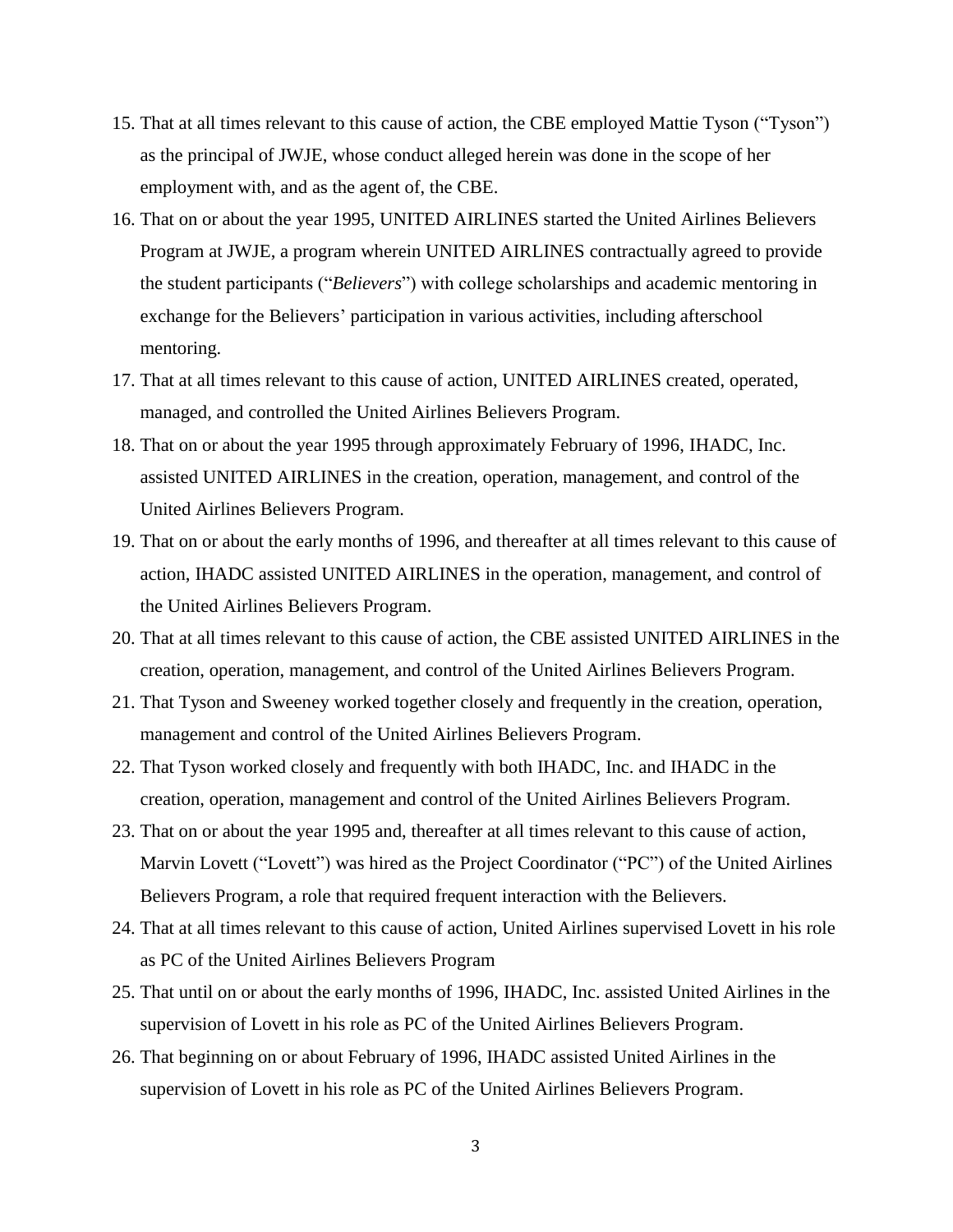15. That at all times relevant to this cause of action, the CBE employed Mattie Tyson ("Tyson") as the principal of JWJE, whose conduct alleged herein was done in the scope of her employment with, and as the agent of, the CBE.
16. That on or about the year 1995, UNITED AIRLINES started the United Airlines Believers Program at JWJE, a program wherein UNITED AIRLINES contractually agreed to provide the student participants ("*Believers*") with college scholarships and academic mentoring in exchange for the Believers' participation in various activities, including afterschool mentoring.
17. That at all times relevant to this cause of action, UNITED AIRLINES created, operated, managed, and controlled the United Airlines Believers Program.
18. That on or about the year 1995 through approximately February of 1996, IHADC, Inc. assisted UNITED AIRLINES in the creation, operation, management, and control of the United Airlines Believers Program.
19. That on or about the early months of 1996, and thereafter at all times relevant to this cause of action, IHADC assisted UNITED AIRLINES in the operation, management, and control of the United Airlines Believers Program.
20. That at all times relevant to this cause of action, the CBE assisted UNITED AIRLINES in the creation, operation, management, and control of the United Airlines Believers Program.
21. That Tyson and Sweeney worked together closely and frequently in the creation, operation, management and control of the United Airlines Believers Program.
22. That Tyson worked closely and frequently with both IHADC, Inc. and IHADC in the creation, operation, management and control of the United Airlines Believers Program.
23. That on or about the year 1995 and, thereafter at all times relevant to this cause of action, Marvin Lovett ("Lovett") was hired as the Project Coordinator ("PC") of the United Airlines Believers Program, a role that required frequent interaction with the Believers.
24. That at all times relevant to this cause of action, United Airlines supervised Lovett in his role as PC of the United Airlines Believers Program
25. That until on or about the early months of 1996, IHADC, Inc. assisted United Airlines in the supervision of Lovett in his role as PC of the United Airlines Believers Program.
26. That beginning on or about February of 1996, IHADC assisted United Airlines in the supervision of Lovett in his role as PC of the United Airlines Believers Program.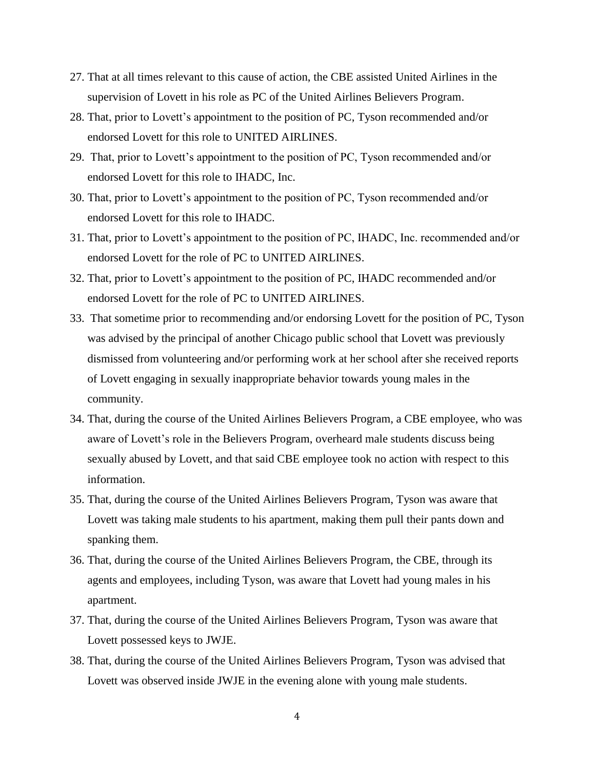27. That at all times relevant to this cause of action, the CBE assisted United Airlines in the supervision of Lovett in his role as PC of the United Airlines Believers Program.
28. That, prior to Lovett's appointment to the position of PC, Tyson recommended and/or endorsed Lovett for this role to UNITED AIRLINES.
29. That, prior to Lovett's appointment to the position of PC, Tyson recommended and/or endorsed Lovett for this role to IHADC, Inc.
30. That, prior to Lovett's appointment to the position of PC, Tyson recommended and/or endorsed Lovett for this role to IHADC.
31. That, prior to Lovett's appointment to the position of PC, IHADC, Inc. recommended and/or endorsed Lovett for the role of PC to UNITED AIRLINES.
32. That, prior to Lovett's appointment to the position of PC, IHADC recommended and/or endorsed Lovett for the role of PC to UNITED AIRLINES.
33. That sometime prior to recommending and/or endorsing Lovett for the position of PC, Tyson was advised by the principal of another Chicago public school that Lovett was previously dismissed from volunteering and/or performing work at her school after she received reports of Lovett engaging in sexually inappropriate behavior towards young males in the community.
34. That, during the course of the United Airlines Believers Program, a CBE employee, who was aware of Lovett's role in the Believers Program, overheard male students discuss being sexually abused by Lovett, and that said CBE employee took no action with respect to this information.
35. That, during the course of the United Airlines Believers Program, Tyson was aware that Lovett was taking male students to his apartment, making them pull their pants down and spanking them.
36. That, during the course of the United Airlines Believers Program, the CBE, through its agents and employees, including Tyson, was aware that Lovett had young males in his apartment.
37. That, during the course of the United Airlines Believers Program, Tyson was aware that Lovett possessed keys to JWJE.
38. That, during the course of the United Airlines Believers Program, Tyson was advised that Lovett was observed inside JWJE in the evening alone with young male students.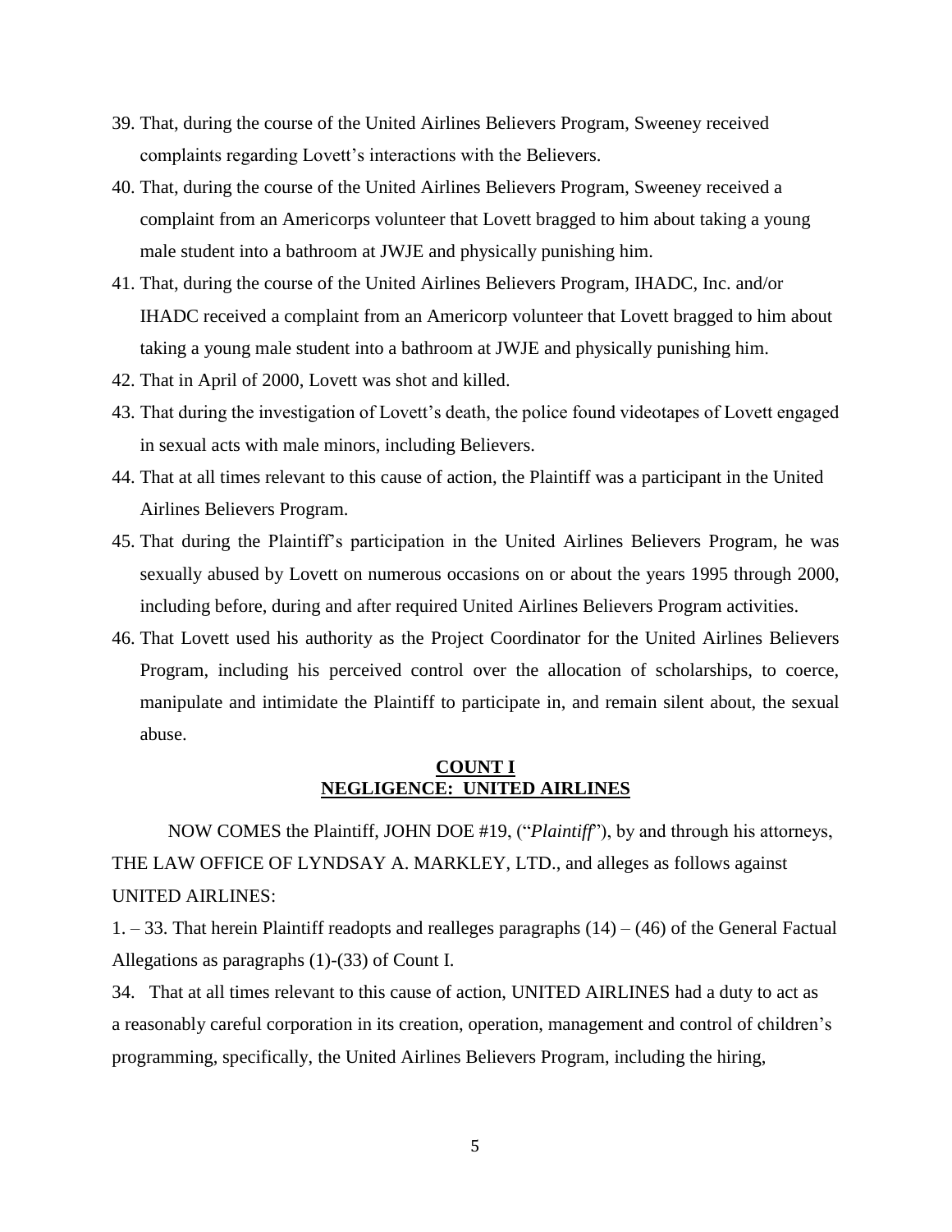39. That, during the course of the United Airlines Believers Program, Sweeney received complaints regarding Lovett's interactions with the Believers.
40. That, during the course of the United Airlines Believers Program, Sweeney received a complaint from an Americorps volunteer that Lovett bragged to him about taking a young male student into a bathroom at JWJE and physically punishing him.
41. That, during the course of the United Airlines Believers Program, IHADC, Inc. and/or IHADC received a complaint from an Americorp volunteer that Lovett bragged to him about taking a young male student into a bathroom at JWJE and physically punishing him.
42. That in April of 2000, Lovett was shot and killed.
43. That during the investigation of Lovett's death, the police found videotapes of Lovett engaged in sexual acts with male minors, including Believers.
44. That at all times relevant to this cause of action, the Plaintiff was a participant in the United Airlines Believers Program.
45. That during the Plaintiff's participation in the United Airlines Believers Program, he was sexually abused by Lovett on numerous occasions on or about the years 1995 through 2000, including before, during and after required United Airlines Believers Program activities.
46. That Lovett used his authority as the Project Coordinator for the United Airlines Believers Program, including his perceived control over the allocation of scholarships, to coerce, manipulate and intimidate the Plaintiff to participate in, and remain silent about, the sexual abuse.

## COUNT I
## NEGLIGENCE: UNITED AIRLINES

NOW COMES the Plaintiff, JOHN DOE #19, ("*Plaintiff*"), by and through his attorneys, THE LAW OFFICE OF LYNDSAY A. MARKLEY, LTD., and alleges as follows against UNITED AIRLINES:

1. – 33. That herein Plaintiff readopts and realleges paragraphs (14) – (46) of the General Factual Allegations as paragraphs (1)-(33) of Count I.

34. That at all times relevant to this cause of action, UNITED AIRLINES had a duty to act as a reasonably careful corporation in its creation, operation, management and control of children's programming, specifically, the United Airlines Believers Program, including the hiring,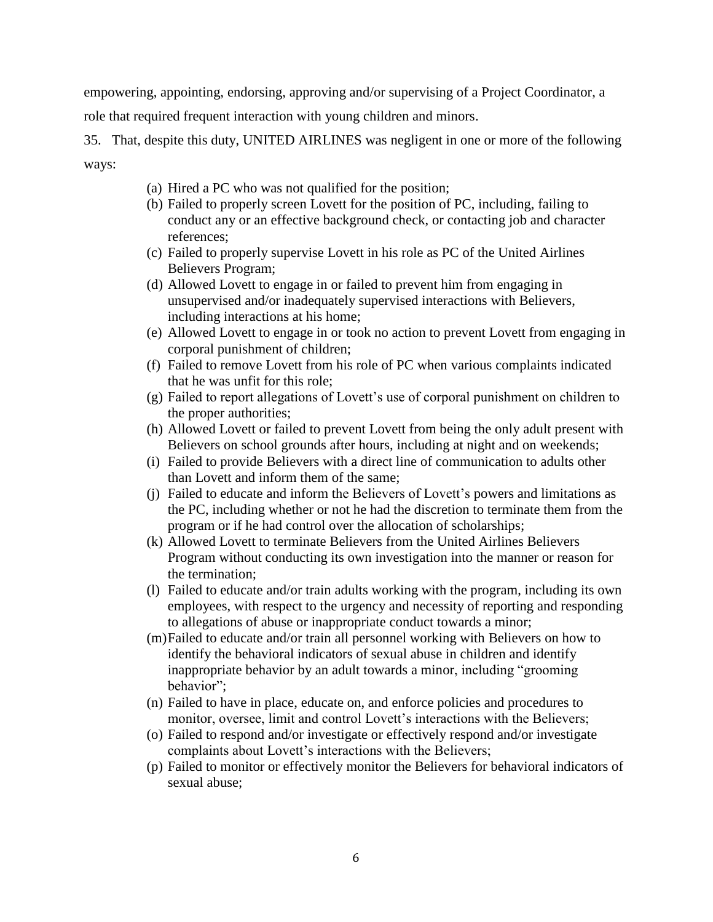empowering, appointing, endorsing, approving and/or supervising of a Project Coordinator, a role that required frequent interaction with young children and minors.

35. That, despite this duty, UNITED AIRLINES was negligent in one or more of the following ways:

(a) Hired a PC who was not qualified for the position;
(b) Failed to properly screen Lovett for the position of PC, including, failing to conduct any or an effective background check, or contacting job and character references;
(c) Failed to properly supervise Lovett in his role as PC of the United Airlines Believers Program;
(d) Allowed Lovett to engage in or failed to prevent him from engaging in unsupervised and/or inadequately supervised interactions with Believers, including interactions at his home;
(e) Allowed Lovett to engage in or took no action to prevent Lovett from engaging in corporal punishment of children;
(f) Failed to remove Lovett from his role of PC when various complaints indicated that he was unfit for this role;
(g) Failed to report allegations of Lovett's use of corporal punishment on children to the proper authorities;
(h) Allowed Lovett or failed to prevent Lovett from being the only adult present with Believers on school grounds after hours, including at night and on weekends;
(i) Failed to provide Believers with a direct line of communication to adults other than Lovett and inform them of the same;
(j) Failed to educate and inform the Believers of Lovett's powers and limitations as the PC, including whether or not he had the discretion to terminate them from the program or if he had control over the allocation of scholarships;
(k) Allowed Lovett to terminate Believers from the United Airlines Believers Program without conducting its own investigation into the manner or reason for the termination;
(l) Failed to educate and/or train adults working with the program, including its own employees, with respect to the urgency and necessity of reporting and responding to allegations of abuse or inappropriate conduct towards a minor;
(m) Failed to educate and/or train all personnel working with Believers on how to identify the behavioral indicators of sexual abuse in children and identify inappropriate behavior by an adult towards a minor, including "grooming behavior";
(n) Failed to have in place, educate on, and enforce policies and procedures to monitor, oversee, limit and control Lovett's interactions with the Believers;
(o) Failed to respond and/or investigate or effectively respond and/or investigate complaints about Lovett's interactions with the Believers;
(p) Failed to monitor or effectively monitor the Believers for behavioral indicators of sexual abuse;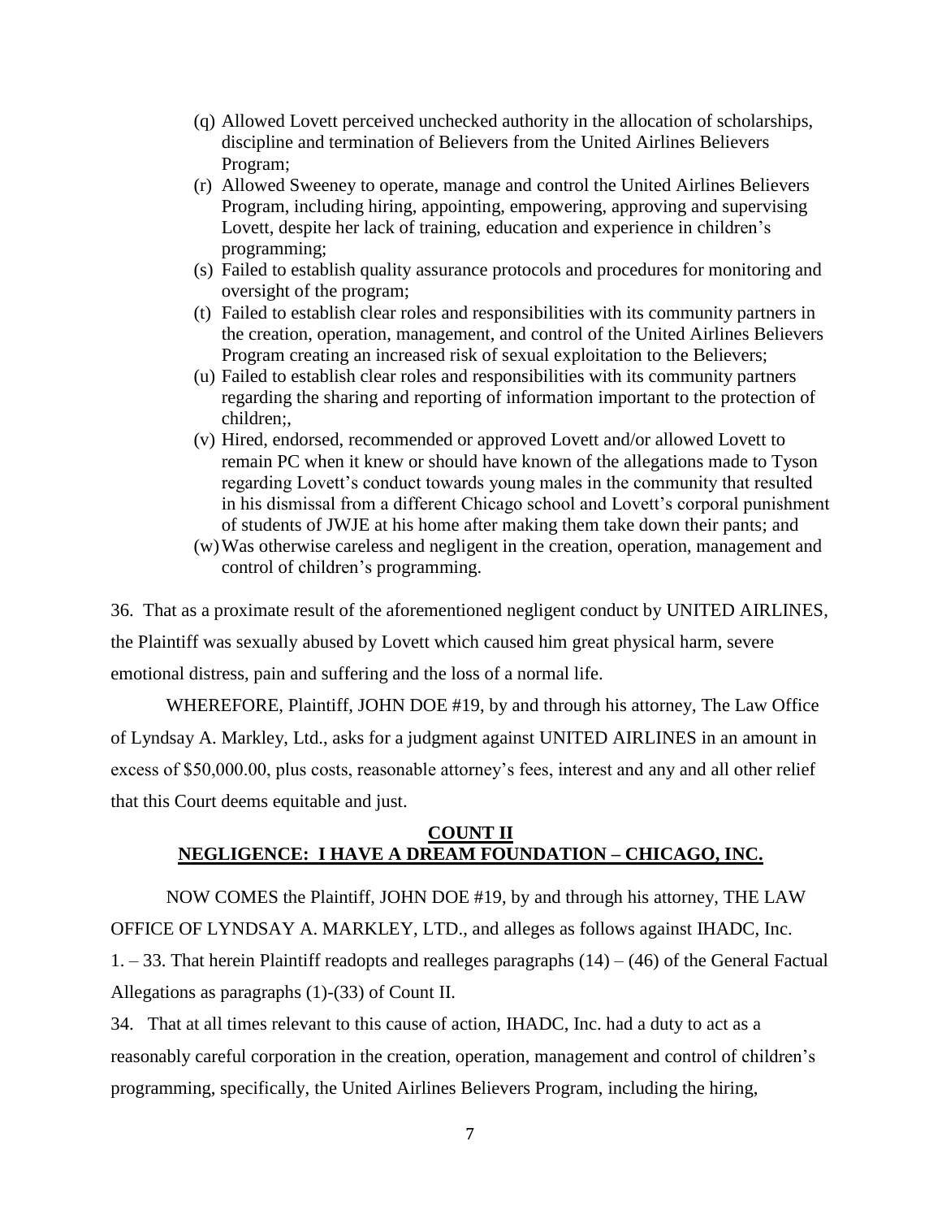(q) Allowed Lovett perceived unchecked authority in the allocation of scholarships, discipline and termination of Believers from the United Airlines Believers Program;
(r) Allowed Sweeney to operate, manage and control the United Airlines Believers Program, including hiring, appointing, empowering, approving and supervising Lovett, despite her lack of training, education and experience in children's programming;
(s) Failed to establish quality assurance protocols and procedures for monitoring and oversight of the program;
(t) Failed to establish clear roles and responsibilities with its community partners in the creation, operation, management, and control of the United Airlines Believers Program creating an increased risk of sexual exploitation to the Believers;
(u) Failed to establish clear roles and responsibilities with its community partners regarding the sharing and reporting of information important to the protection of children;,
(v) Hired, endorsed, recommended or approved Lovett and/or allowed Lovett to remain PC when it knew or should have known of the allegations made to Tyson regarding Lovett's conduct towards young males in the community that resulted in his dismissal from a different Chicago school and Lovett's corporal punishment of students of JWJE at his home after making them take down their pants; and
(w) Was otherwise careless and negligent in the creation, operation, management and control of children's programming.

36. That as a proximate result of the aforementioned negligent conduct by UNITED AIRLINES, the Plaintiff was sexually abused by Lovett which caused him great physical harm, severe emotional distress, pain and suffering and the loss of a normal life.

WHEREFORE, Plaintiff, JOHN DOE #19, by and through his attorney, The Law Office of Lyndsay A. Markley, Ltd., asks for a judgment against UNITED AIRLINES in an amount in excess of $50,000.00, plus costs, reasonable attorney's fees, interest and any and all other relief that this Court deems equitable and just.

## COUNT II
## NEGLIGENCE: I HAVE A DREAM FOUNDATION – CHICAGO, INC.

NOW COMES the Plaintiff, JOHN DOE #19, by and through his attorney, THE LAW OFFICE OF LYNDSAY A. MARKLEY, LTD., and alleges as follows against IHADC, Inc.

1. – 33. That herein Plaintiff readopts and realleges paragraphs (14) – (46) of the General Factual Allegations as paragraphs (1)-(33) of Count II.

34. That at all times relevant to this cause of action, IHADC, Inc. had a duty to act as a reasonably careful corporation in the creation, operation, management and control of children's programming, specifically, the United Airlines Believers Program, including the hiring,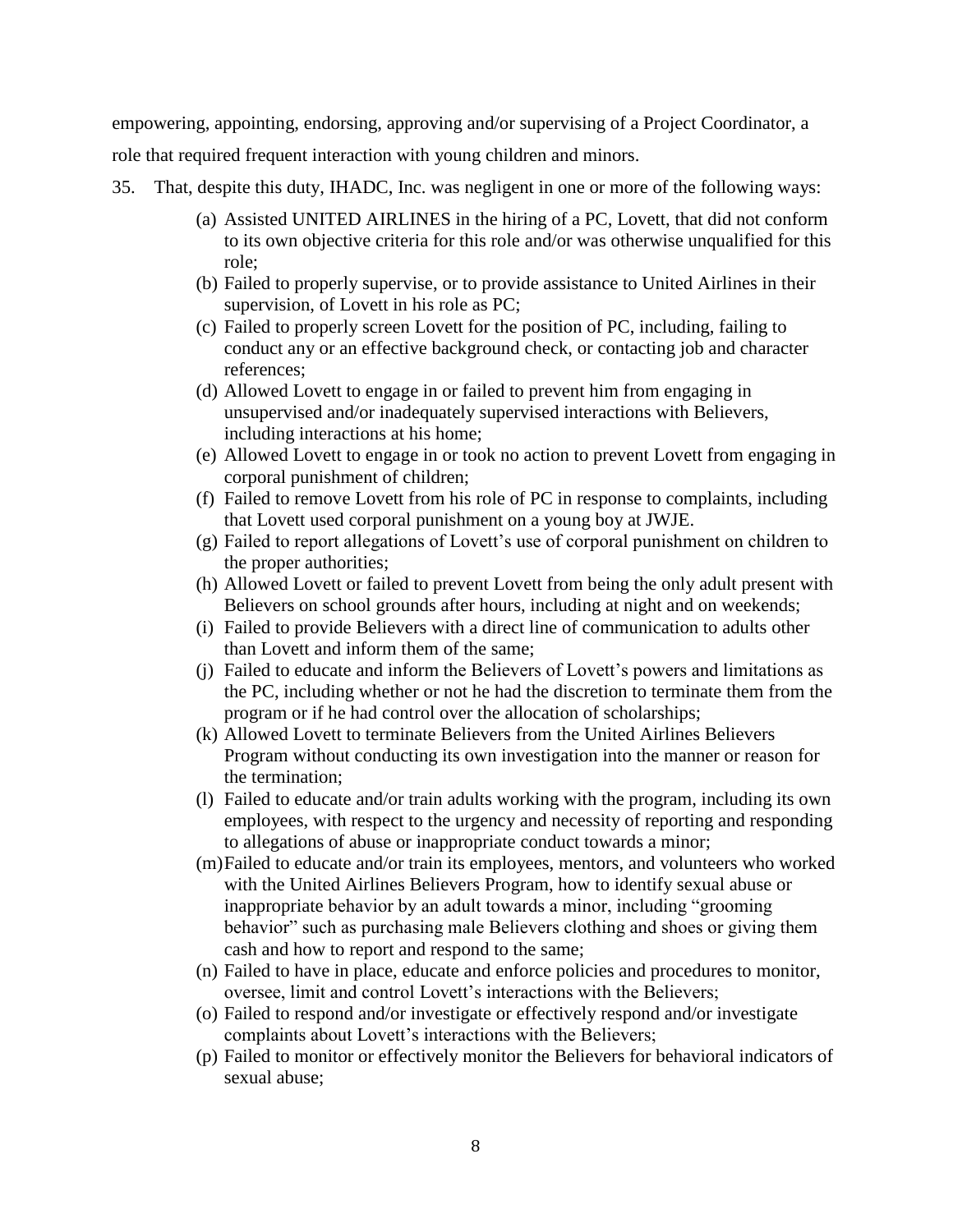empowering, appointing, endorsing, approving and/or supervising of a Project Coordinator, a role that required frequent interaction with young children and minors.

35. That, despite this duty, IHADC, Inc. was negligent in one or more of the following ways:

(a) Assisted UNITED AIRLINES in the hiring of a PC, Lovett, that did not conform to its own objective criteria for this role and/or was otherwise unqualified for this role;

(b) Failed to properly supervise, or to provide assistance to United Airlines in their supervision, of Lovett in his role as PC;

(c) Failed to properly screen Lovett for the position of PC, including, failing to conduct any or an effective background check, or contacting job and character references;

(d) Allowed Lovett to engage in or failed to prevent him from engaging in unsupervised and/or inadequately supervised interactions with Believers, including interactions at his home;

(e) Allowed Lovett to engage in or took no action to prevent Lovett from engaging in corporal punishment of children;

(f) Failed to remove Lovett from his role of PC in response to complaints, including that Lovett used corporal punishment on a young boy at JWJE.

(g) Failed to report allegations of Lovett's use of corporal punishment on children to the proper authorities;

(h) Allowed Lovett or failed to prevent Lovett from being the only adult present with Believers on school grounds after hours, including at night and on weekends;

(i) Failed to provide Believers with a direct line of communication to adults other than Lovett and inform them of the same;

(j) Failed to educate and inform the Believers of Lovett's powers and limitations as the PC, including whether or not he had the discretion to terminate them from the program or if he had control over the allocation of scholarships;

(k) Allowed Lovett to terminate Believers from the United Airlines Believers Program without conducting its own investigation into the manner or reason for the termination;

(l) Failed to educate and/or train adults working with the program, including its own employees, with respect to the urgency and necessity of reporting and responding to allegations of abuse or inappropriate conduct towards a minor;

(m) Failed to educate and/or train its employees, mentors, and volunteers who worked with the United Airlines Believers Program, how to identify sexual abuse or inappropriate behavior by an adult towards a minor, including "grooming behavior" such as purchasing male Believers clothing and shoes or giving them cash and how to report and respond to the same;

(n) Failed to have in place, educate and enforce policies and procedures to monitor, oversee, limit and control Lovett's interactions with the Believers;

(o) Failed to respond and/or investigate or effectively respond and/or investigate complaints about Lovett's interactions with the Believers;

(p) Failed to monitor or effectively monitor the Believers for behavioral indicators of sexual abuse;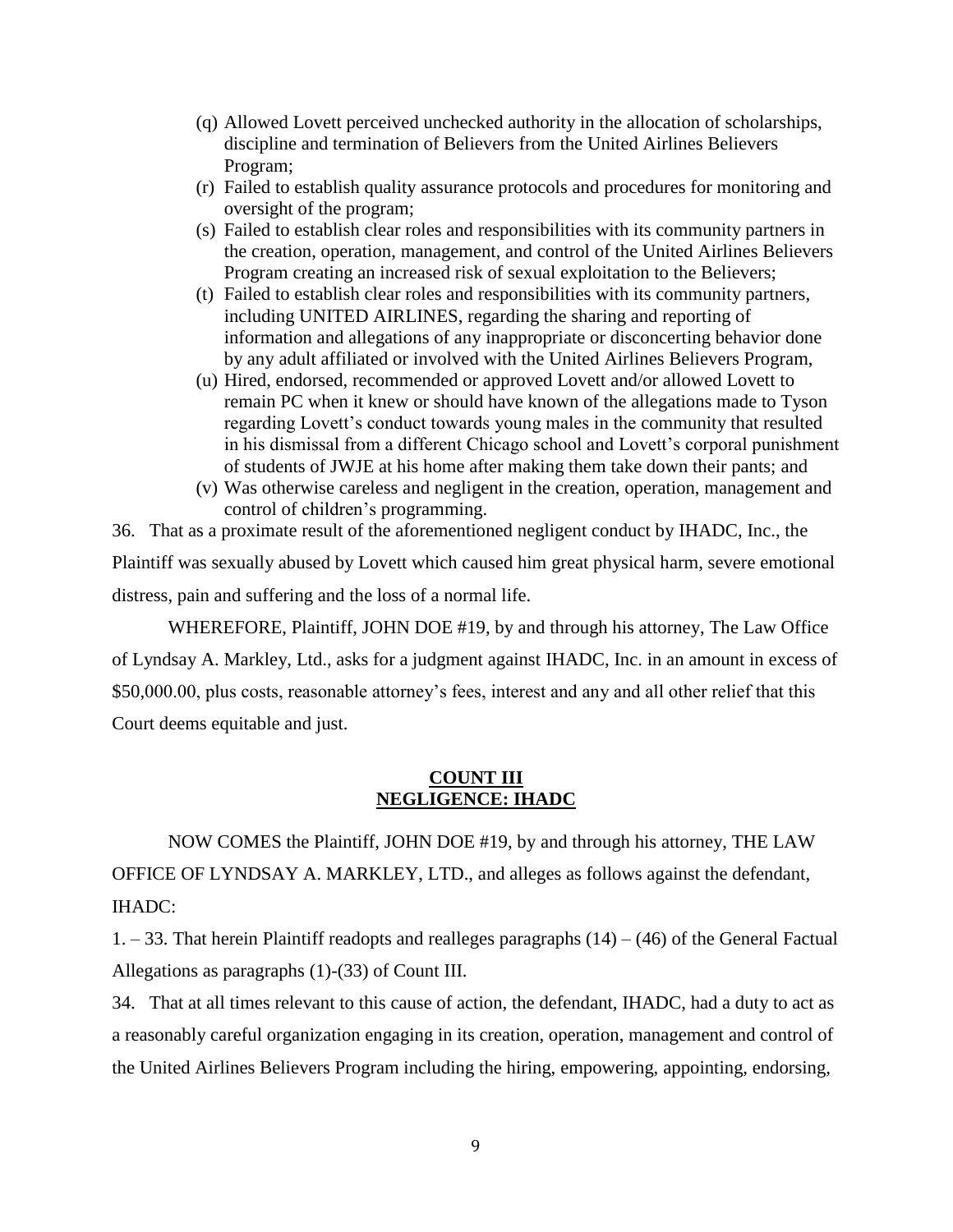(q) Allowed Lovett perceived unchecked authority in the allocation of scholarships, discipline and termination of Believers from the United Airlines Believers Program;

(r) Failed to establish quality assurance protocols and procedures for monitoring and oversight of the program;

(s) Failed to establish clear roles and responsibilities with its community partners in the creation, operation, management, and control of the United Airlines Believers Program creating an increased risk of sexual exploitation to the Believers;

(t) Failed to establish clear roles and responsibilities with its community partners, including UNITED AIRLINES, regarding the sharing and reporting of information and allegations of any inappropriate or disconcerting behavior done by any adult affiliated or involved with the United Airlines Believers Program,

(u) Hired, endorsed, recommended or approved Lovett and/or allowed Lovett to remain PC when it knew or should have known of the allegations made to Tyson regarding Lovett's conduct towards young males in the community that resulted in his dismissal from a different Chicago school and Lovett's corporal punishment of students of JWJE at his home after making them take down their pants; and

(v) Was otherwise careless and negligent in the creation, operation, management and control of children's programming.

36. That as a proximate result of the aforementioned negligent conduct by IHADC, Inc., the Plaintiff was sexually abused by Lovett which caused him great physical harm, severe emotional distress, pain and suffering and the loss of a normal life.

WHEREFORE, Plaintiff, JOHN DOE #19, by and through his attorney, The Law Office of Lyndsay A. Markley, Ltd., asks for a judgment against IHADC, Inc. in an amount in excess of $50,000.00, plus costs, reasonable attorney's fees, interest and any and all other relief that this Court deems equitable and just.

## COUNT III
## NEGLIGENCE: IHADC

NOW COMES the Plaintiff, JOHN DOE #19, by and through his attorney, THE LAW OFFICE OF LYNDSAY A. MARKLEY, LTD., and alleges as follows against the defendant, IHADC:

1\. – 33. That herein Plaintiff readopts and realleges paragraphs (14) – (46) of the General Factual Allegations as paragraphs (1)-(33) of Count III.

34. That at all times relevant to this cause of action, the defendant, IHADC, had a duty to act as a reasonably careful organization engaging in its creation, operation, management and control of the United Airlines Believers Program including the hiring, empowering, appointing, endorsing,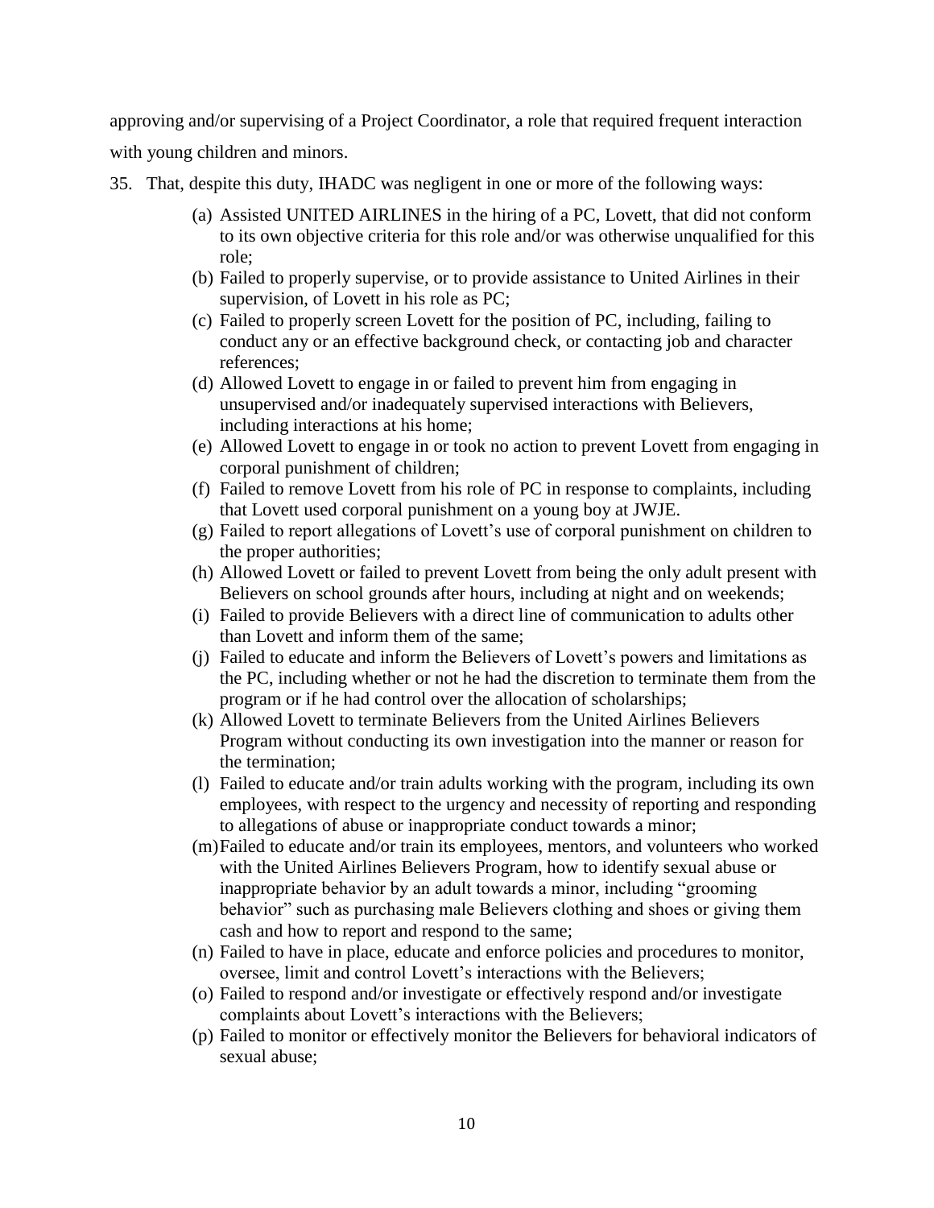approving and/or supervising of a Project Coordinator, a role that required frequent interaction with young children and minors.

35. That, despite this duty, IHADC was negligent in one or more of the following ways:

    (a) Assisted UNITED AIRLINES in the hiring of a PC, Lovett, that did not conform to its own objective criteria for this role and/or was otherwise unqualified for this role;
    (b) Failed to properly supervise, or to provide assistance to United Airlines in their supervision, of Lovett in his role as PC;
    (c) Failed to properly screen Lovett for the position of PC, including, failing to conduct any or an effective background check, or contacting job and character references;
    (d) Allowed Lovett to engage in or failed to prevent him from engaging in unsupervised and/or inadequately supervised interactions with Believers, including interactions at his home;
    (e) Allowed Lovett to engage in or took no action to prevent Lovett from engaging in corporal punishment of children;
    (f) Failed to remove Lovett from his role of PC in response to complaints, including that Lovett used corporal punishment on a young boy at JWJE.
    (g) Failed to report allegations of Lovett's use of corporal punishment on children to the proper authorities;
    (h) Allowed Lovett or failed to prevent Lovett from being the only adult present with Believers on school grounds after hours, including at night and on weekends;
    (i) Failed to provide Believers with a direct line of communication to adults other than Lovett and inform them of the same;
    (j) Failed to educate and inform the Believers of Lovett's powers and limitations as the PC, including whether or not he had the discretion to terminate them from the program or if he had control over the allocation of scholarships;
    (k) Allowed Lovett to terminate Believers from the United Airlines Believers Program without conducting its own investigation into the manner or reason for the termination;
    (l) Failed to educate and/or train adults working with the program, including its own employees, with respect to the urgency and necessity of reporting and responding to allegations of abuse or inappropriate conduct towards a minor;
    (m) Failed to educate and/or train its employees, mentors, and volunteers who worked with the United Airlines Believers Program, how to identify sexual abuse or inappropriate behavior by an adult towards a minor, including "grooming behavior" such as purchasing male Believers clothing and shoes or giving them cash and how to report and respond to the same;
    (n) Failed to have in place, educate and enforce policies and procedures to monitor, oversee, limit and control Lovett's interactions with the Believers;
    (o) Failed to respond and/or investigate or effectively respond and/or investigate complaints about Lovett's interactions with the Believers;
    (p) Failed to monitor or effectively monitor the Believers for behavioral indicators of sexual abuse;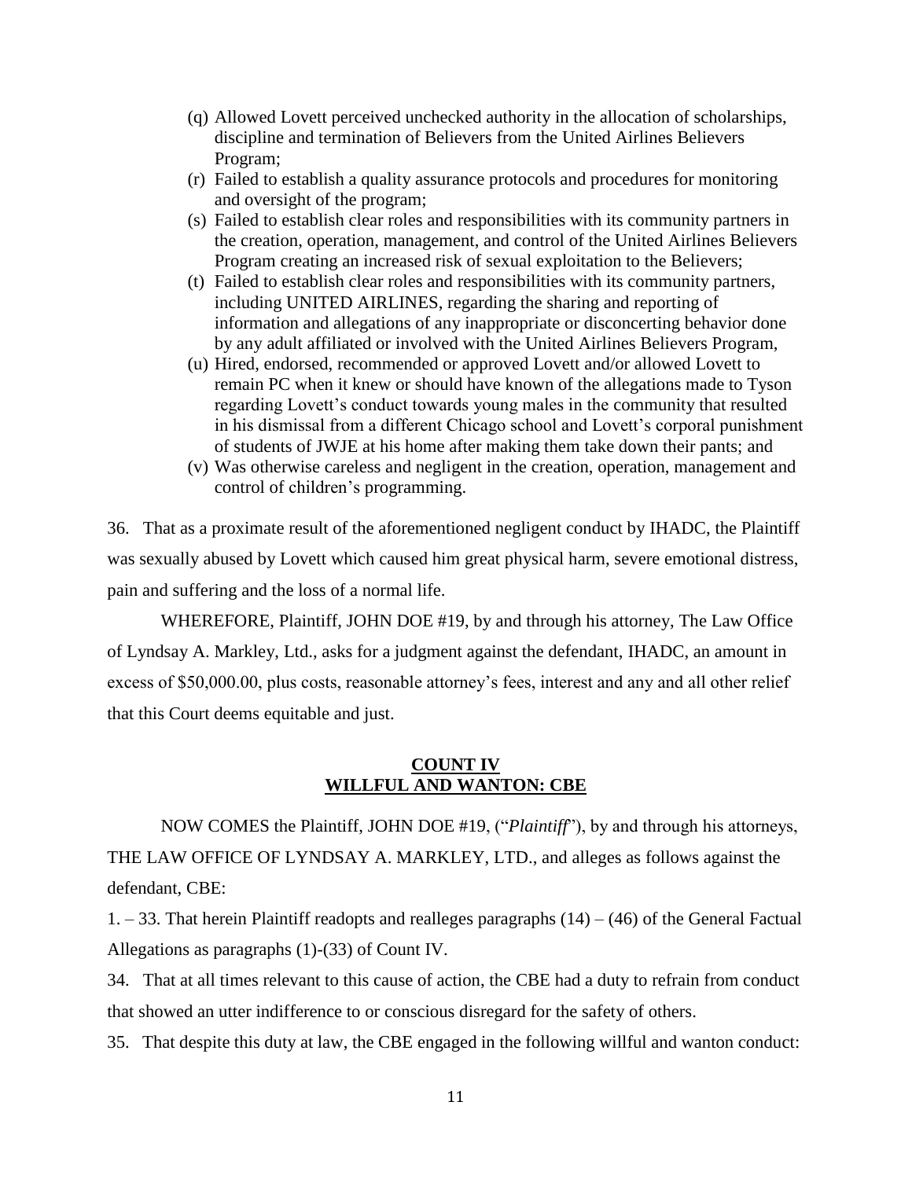(q) Allowed Lovett perceived unchecked authority in the allocation of scholarships, discipline and termination of Believers from the United Airlines Believers Program;

(r) Failed to establish a quality assurance protocols and procedures for monitoring and oversight of the program;

(s) Failed to establish clear roles and responsibilities with its community partners in the creation, operation, management, and control of the United Airlines Believers Program creating an increased risk of sexual exploitation to the Believers;

(t) Failed to establish clear roles and responsibilities with its community partners, including UNITED AIRLINES, regarding the sharing and reporting of information and allegations of any inappropriate or disconcerting behavior done by any adult affiliated or involved with the United Airlines Believers Program,

(u) Hired, endorsed, recommended or approved Lovett and/or allowed Lovett to remain PC when it knew or should have known of the allegations made to Tyson regarding Lovett's conduct towards young males in the community that resulted in his dismissal from a different Chicago school and Lovett's corporal punishment of students of JWJE at his home after making them take down their pants; and

(v) Was otherwise careless and negligent in the creation, operation, management and control of children's programming.

36. That as a proximate result of the aforementioned negligent conduct by IHADC, the Plaintiff was sexually abused by Lovett which caused him great physical harm, severe emotional distress, pain and suffering and the loss of a normal life.

WHEREFORE, Plaintiff, JOHN DOE #19, by and through his attorney, The Law Office of Lyndsay A. Markley, Ltd., asks for a judgment against the defendant, IHADC, an amount in excess of $50,000.00, plus costs, reasonable attorney's fees, interest and any and all other relief that this Court deems equitable and just.

## COUNT IV
## WILLFUL AND WANTON: CBE

NOW COMES the Plaintiff, JOHN DOE #19, ("*Plaintiff*"), by and through his attorneys, THE LAW OFFICE OF LYNDSAY A. MARKLEY, LTD., and alleges as follows against the defendant, CBE:

1. – 33. That herein Plaintiff readopts and realleges paragraphs (14) – (46) of the General Factual Allegations as paragraphs (1)-(33) of Count IV.

34. That at all times relevant to this cause of action, the CBE had a duty to refrain from conduct that showed an utter indifference to or conscious disregard for the safety of others.

35. That despite this duty at law, the CBE engaged in the following willful and wanton conduct: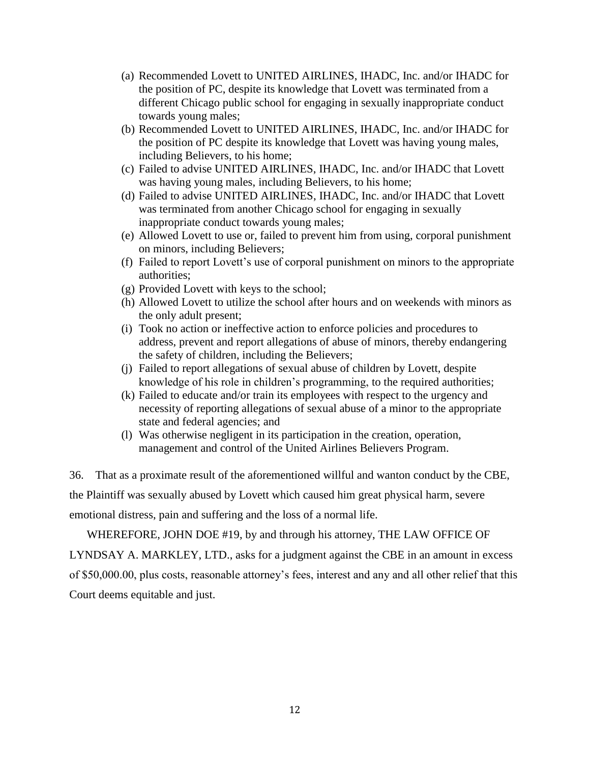(a) Recommended Lovett to UNITED AIRLINES, IHADC, Inc. and/or IHADC for the position of PC, despite its knowledge that Lovett was terminated from a different Chicago public school for engaging in sexually inappropriate conduct towards young males;

(b) Recommended Lovett to UNITED AIRLINES, IHADC, Inc. and/or IHADC for the position of PC despite its knowledge that Lovett was having young males, including Believers, to his home;

(c) Failed to advise UNITED AIRLINES, IHADC, Inc. and/or IHADC that Lovett was having young males, including Believers, to his home;

(d) Failed to advise UNITED AIRLINES, IHADC, Inc. and/or IHADC that Lovett was terminated from another Chicago school for engaging in sexually inappropriate conduct towards young males;

(e) Allowed Lovett to use or, failed to prevent him from using, corporal punishment on minors, including Believers;

(f) Failed to report Lovett's use of corporal punishment on minors to the appropriate authorities;

(g) Provided Lovett with keys to the school;

(h) Allowed Lovett to utilize the school after hours and on weekends with minors as the only adult present;

(i) Took no action or ineffective action to enforce policies and procedures to address, prevent and report allegations of abuse of minors, thereby endangering the safety of children, including the Believers;

(j) Failed to report allegations of sexual abuse of children by Lovett, despite knowledge of his role in children's programming, to the required authorities;

(k) Failed to educate and/or train its employees with respect to the urgency and necessity of reporting allegations of sexual abuse of a minor to the appropriate state and federal agencies; and

(l) Was otherwise negligent in its participation in the creation, operation, management and control of the United Airlines Believers Program.

36. That as a proximate result of the aforementioned willful and wanton conduct by the CBE, the Plaintiff was sexually abused by Lovett which caused him great physical harm, severe emotional distress, pain and suffering and the loss of a normal life.

WHEREFORE, JOHN DOE #19, by and through his attorney, THE LAW OFFICE OF LYNDSAY A. MARKLEY, LTD., asks for a judgment against the CBE in an amount in excess of $50,000.00, plus costs, reasonable attorney's fees, interest and any and all other relief that this Court deems equitable and just.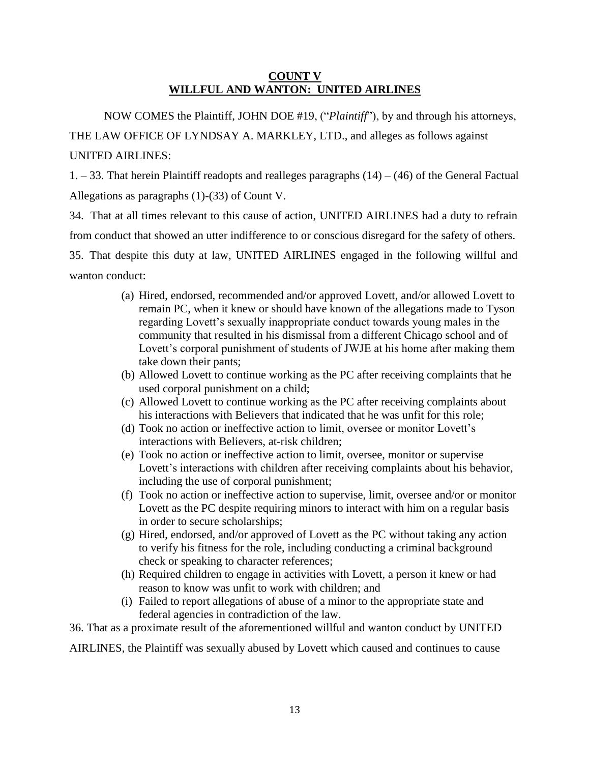**COUNT V**
**WILLFUL AND WANTON: UNITED AIRLINES**

NOW COMES the Plaintiff, JOHN DOE #19, ("*Plaintiff*"), by and through his attorneys, THE LAW OFFICE OF LYNDSAY A. MARKLEY, LTD., and alleges as follows against UNITED AIRLINES:

1. – 33. That herein Plaintiff readopts and realleges paragraphs (14) – (46) of the General Factual Allegations as paragraphs (1)-(33) of Count V.

34. That at all times relevant to this cause of action, UNITED AIRLINES had a duty to refrain from conduct that showed an utter indifference to or conscious disregard for the safety of others.

35. That despite this duty at law, UNITED AIRLINES engaged in the following willful and wanton conduct:

(a) Hired, endorsed, recommended and/or approved Lovett, and/or allowed Lovett to remain PC, when it knew or should have known of the allegations made to Tyson regarding Lovett's sexually inappropriate conduct towards young males in the community that resulted in his dismissal from a different Chicago school and of Lovett's corporal punishment of students of JWJE at his home after making them take down their pants;

(b) Allowed Lovett to continue working as the PC after receiving complaints that he used corporal punishment on a child;

(c) Allowed Lovett to continue working as the PC after receiving complaints about his interactions with Believers that indicated that he was unfit for this role;

(d) Took no action or ineffective action to limit, oversee or monitor Lovett's interactions with Believers, at-risk children;

(e) Took no action or ineffective action to limit, oversee, monitor or supervise Lovett's interactions with children after receiving complaints about his behavior, including the use of corporal punishment;

(f) Took no action or ineffective action to supervise, limit, oversee and/or or monitor Lovett as the PC despite requiring minors to interact with him on a regular basis in order to secure scholarships;

(g) Hired, endorsed, and/or approved of Lovett as the PC without taking any action to verify his fitness for the role, including conducting a criminal background check or speaking to character references;

(h) Required children to engage in activities with Lovett, a person it knew or had reason to know was unfit to work with children; and

(i) Failed to report allegations of abuse of a minor to the appropriate state and federal agencies in contradiction of the law.

36. That as a proximate result of the aforementioned willful and wanton conduct by UNITED AIRLINES, the Plaintiff was sexually abused by Lovett which caused and continues to cause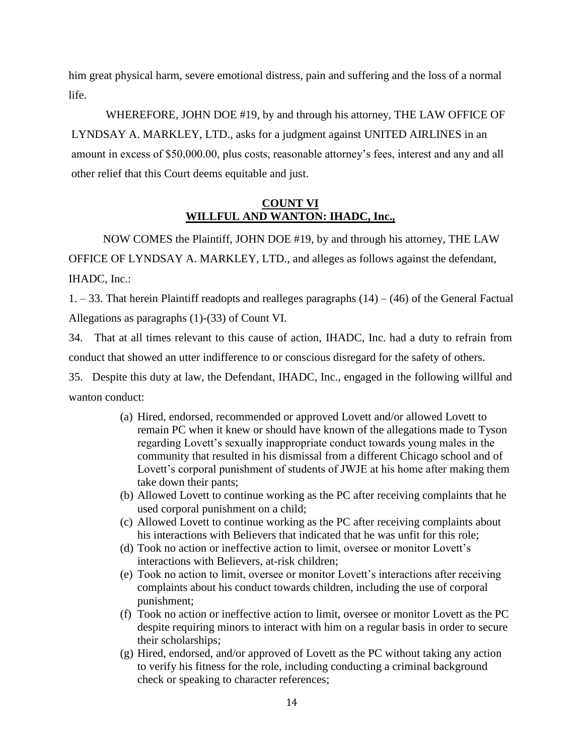him great physical harm, severe emotional distress, pain and suffering and the loss of a normal life.

WHEREFORE, JOHN DOE #19, by and through his attorney, THE LAW OFFICE OF LYNDSAY A. MARKLEY, LTD., asks for a judgment against UNITED AIRLINES in an amount in excess of $50,000.00, plus costs, reasonable attorney's fees, interest and any and all other relief that this Court deems equitable and just.

## **COUNT VI**
## **WILLFUL AND WANTON: IHADC, Inc.,**

NOW COMES the Plaintiff, JOHN DOE #19, by and through his attorney, THE LAW OFFICE OF LYNDSAY A. MARKLEY, LTD., and alleges as follows against the defendant, IHADC, Inc.:

1\. – 33. That herein Plaintiff readopts and realleges paragraphs (14) – (46) of the General Factual Allegations as paragraphs (1)-(33) of Count VI.

34\. That at all times relevant to this cause of action, IHADC, Inc. had a duty to refrain from conduct that showed an utter indifference to or conscious disregard for the safety of others.

35\. Despite this duty at law, the Defendant, IHADC, Inc., engaged in the following willful and wanton conduct:

(a) Hired, endorsed, recommended or approved Lovett and/or allowed Lovett to remain PC when it knew or should have known of the allegations made to Tyson regarding Lovett's sexually inappropriate conduct towards young males in the community that resulted in his dismissal from a different Chicago school and of Lovett's corporal punishment of students of JWJE at his home after making them take down their pants;

(b) Allowed Lovett to continue working as the PC after receiving complaints that he used corporal punishment on a child;

(c) Allowed Lovett to continue working as the PC after receiving complaints about his interactions with Believers that indicated that he was unfit for this role;

(d) Took no action or ineffective action to limit, oversee or monitor Lovett's interactions with Believers, at-risk children;

(e) Took no action to limit, oversee or monitor Lovett's interactions after receiving complaints about his conduct towards children, including the use of corporal punishment;

(f) Took no action or ineffective action to limit, oversee or monitor Lovett as the PC despite requiring minors to interact with him on a regular basis in order to secure their scholarships;

(g) Hired, endorsed, and/or approved of Lovett as the PC without taking any action to verify his fitness for the role, including conducting a criminal background check or speaking to character references;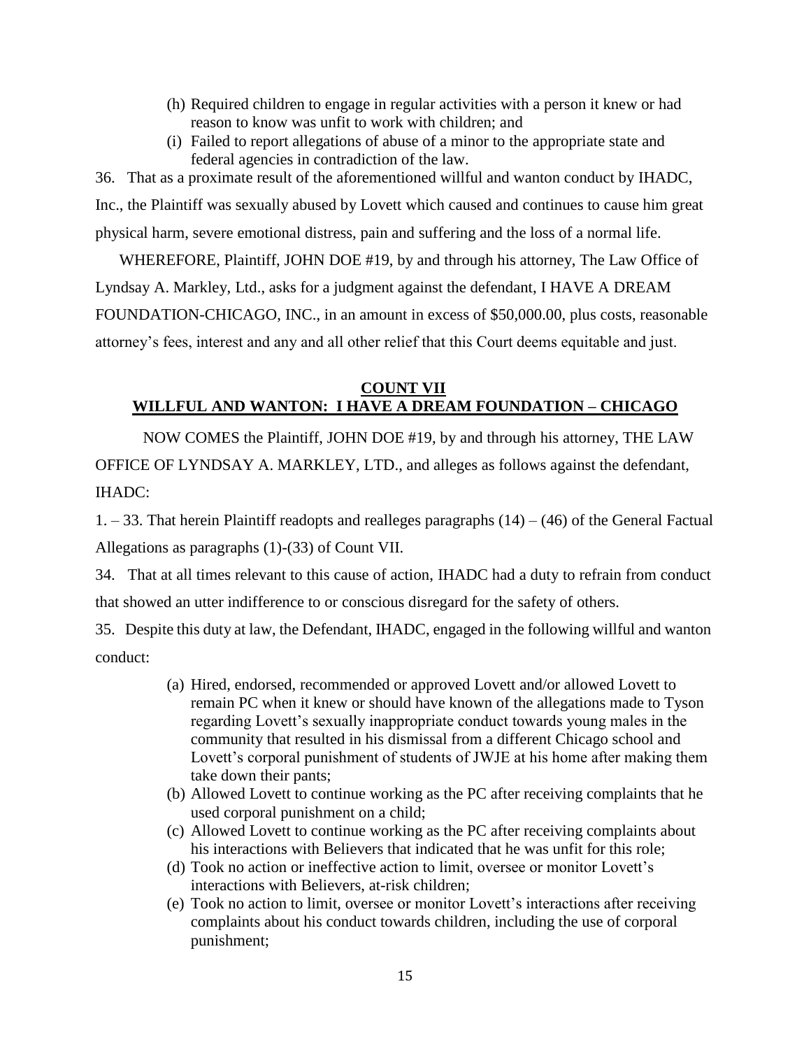(h) Required children to engage in regular activities with a person it knew or had reason to know was unfit to work with children; and

(i) Failed to report allegations of abuse of a minor to the appropriate state and federal agencies in contradiction of the law.

36. That as a proximate result of the aforementioned willful and wanton conduct by IHADC, Inc., the Plaintiff was sexually abused by Lovett which caused and continues to cause him great physical harm, severe emotional distress, pain and suffering and the loss of a normal life.

WHEREFORE, Plaintiff, JOHN DOE #19, by and through his attorney, The Law Office of Lyndsay A. Markley, Ltd., asks for a judgment against the defendant, I HAVE A DREAM FOUNDATION-CHICAGO, INC., in an amount in excess of $50,000.00, plus costs, reasonable attorney's fees, interest and any and all other relief that this Court deems equitable and just.

## COUNT VII
## WILLFUL AND WANTON: I HAVE A DREAM FOUNDATION – CHICAGO

NOW COMES the Plaintiff, JOHN DOE #19, by and through his attorney, THE LAW OFFICE OF LYNDSAY A. MARKLEY, LTD., and alleges as follows against the defendant, IHADC:

1. – 33. That herein Plaintiff readopts and realleges paragraphs (14) – (46) of the General Factual Allegations as paragraphs (1)-(33) of Count VII.

34. That at all times relevant to this cause of action, IHADC had a duty to refrain from conduct that showed an utter indifference to or conscious disregard for the safety of others.

35. Despite this duty at law, the Defendant, IHADC, engaged in the following willful and wanton conduct:

(a) Hired, endorsed, recommended or approved Lovett and/or allowed Lovett to remain PC when it knew or should have known of the allegations made to Tyson regarding Lovett's sexually inappropriate conduct towards young males in the community that resulted in his dismissal from a different Chicago school and Lovett's corporal punishment of students of JWJE at his home after making them take down their pants;

(b) Allowed Lovett to continue working as the PC after receiving complaints that he used corporal punishment on a child;

(c) Allowed Lovett to continue working as the PC after receiving complaints about his interactions with Believers that indicated that he was unfit for this role;

(d) Took no action or ineffective action to limit, oversee or monitor Lovett's interactions with Believers, at-risk children;

(e) Took no action to limit, oversee or monitor Lovett's interactions after receiving complaints about his conduct towards children, including the use of corporal punishment;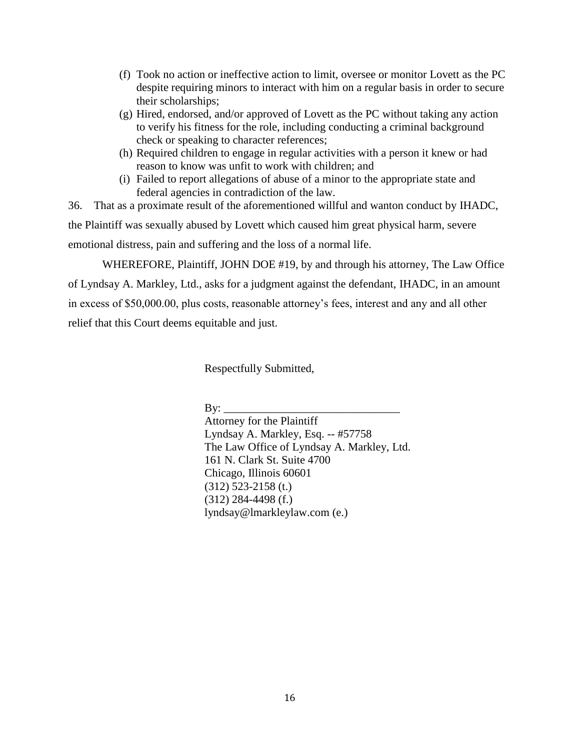(f) Took no action or ineffective action to limit, oversee or monitor Lovett as the PC despite requiring minors to interact with him on a regular basis in order to secure their scholarships;

(g) Hired, endorsed, and/or approved of Lovett as the PC without taking any action to verify his fitness for the role, including conducting a criminal background check or speaking to character references;

(h) Required children to engage in regular activities with a person it knew or had reason to know was unfit to work with children; and

(i) Failed to report allegations of abuse of a minor to the appropriate state and federal agencies in contradiction of the law.

36. That as a proximate result of the aforementioned willful and wanton conduct by IHADC, the Plaintiff was sexually abused by Lovett which caused him great physical harm, severe emotional distress, pain and suffering and the loss of a normal life.

WHEREFORE, Plaintiff, JOHN DOE #19, by and through his attorney, The Law Office of Lyndsay A. Markley, Ltd., asks for a judgment against the defendant, IHADC, in an amount in excess of $50,000.00, plus costs, reasonable attorney's fees, interest and any and all other relief that this Court deems equitable and just.

Respectfully Submitted,

By: \_\_\_\_\_\_\_\_\_\_\_\_\_\_\_\_\_\_\_\_\_\_\_\_\_\_\_\_\_\_\_
Attorney for the Plaintiff
Lyndsay A. Markley, Esq. -- #57758
The Law Office of Lyndsay A. Markley, Ltd.
161 N. Clark St. Suite 4700
Chicago, Illinois 60601
(312) 523-2158 (t.)
(312) 284-4498 (f.)
lyndsay@lmarkleylaw.com (e.)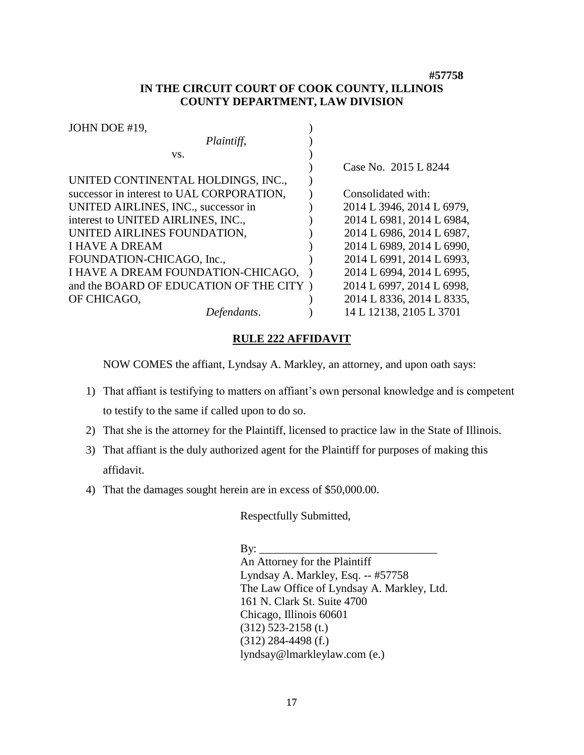**#57758**

**IN THE CIRCUIT COURT OF COOK COUNTY, ILLINOIS**
**COUNTY DEPARTMENT, LAW DIVISION**

| | | |
|---|---|---|
| JOHN DOE #19, | ) | |
| *Plaintiff*, | ) | |
| vs. | ) | |
| | ) | Case No. 2015 L 8244 |
| UNITED CONTINENTAL HOLDINGS, INC., | ) | |
| successor in interest to UAL CORPORATION, | ) | Consolidated with: |
| UNITED AIRLINES, INC., successor in | ) | 2014 L 3946, 2014 L 6979, |
| interest to UNITED AIRLINES, INC., | ) | 2014 L 6981, 2014 L 6984, |
| UNITED AIRLINES FOUNDATION, | ) | 2014 L 6986, 2014 L 6987, |
| I HAVE A DREAM | ) | 2014 L 6989, 2014 L 6990, |
| FOUNDATION-CHICAGO, Inc., | ) | 2014 L 6991, 2014 L 6993, |
| I HAVE A DREAM FOUNDATION-CHICAGO, | ) | 2014 L 6994, 2014 L 6995, |
| and the BOARD OF EDUCATION OF THE CITY | ) | 2014 L 6997, 2014 L 6998, |
| OF CHICAGO, | ) | 2014 L 8336, 2014 L 8335, |
| *Defendants*. | ) | 14 L 12138, 2105 L 3701 |

**RULE 222 AFFIDAVIT**

NOW COMES the affiant, Lyndsay A. Markley, an attorney, and upon oath says:

1) That affiant is testifying to matters on affiant's own personal knowledge and is competent to testify to the same if called upon to do so.
2) That she is the attorney for the Plaintiff, licensed to practice law in the State of Illinois.
3) That affiant is the duly authorized agent for the Plaintiff for purposes of making this affidavit.
4) That the damages sought herein are in excess of $50,000.00.

Respectfully Submitted,

By: _______________________________

An Attorney for the Plaintiff
Lyndsay A. Markley, Esq. -- #57758
The Law Office of Lyndsay A. Markley, Ltd.
161 N. Clark St. Suite 4700
Chicago, Illinois 60601
(312) 523-2158 (t.)
(312) 284-4498 (f.)
lyndsay@lmarkleylaw.com (e.)